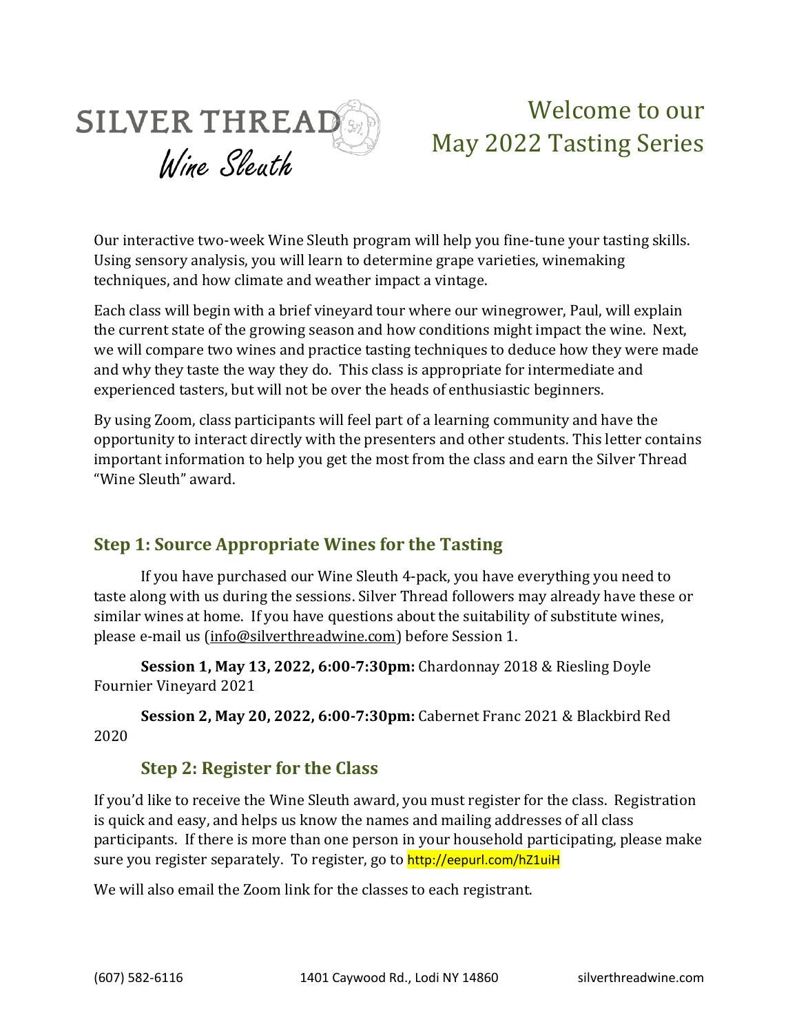SILVER THREAD

*Wine Sleuth*

# Welcome to our May 2022 Tasting Series

Our interactive two-week Wine Sleuth program will help you fine-tune your tasting skills. Using sensory analysis, you will learn to determine grape varieties, winemaking techniques, and how climate and weather impact a vintage.

Each class will begin with a brief vineyard tour where our winegrower, Paul, will explain the current state of the growing season and how conditions might impact the wine. Next, we will compare two wines and practice tasting techniques to deduce how they were made and why they taste the way they do. This class is appropriate for intermediate and experienced tasters, but will not be over the heads of enthusiastic beginners.

By using Zoom, class participants will feel part of a learning community and have the opportunity to interact directly with the presenters and other students. This letter contains important information to help you get the most from the class and earn the Silver Thread "Wine Sleuth" award.

## Step 1: Source Appropriate Wines for the Tasting

If you have purchased our Wine Sleuth 4-pack, you have everything you need to taste along with us during the sessions. Silver Thread followers may already have these or similar wines at home. If you have questions about the suitability of substitute wines, please e-mail us (info@silverthreadwine.com) before Session 1.

**Session 1, May 13, 2022, 6:00-7:30pm:** Chardonnay 2018 & Riesling Doyle Fournier Vineyard 2021

**Session 2, May 20, 2022, 6:00-7:30pm:** Cabernet Franc 2021 & Blackbird Red 2020

## Step 2: Register for the Class

If you'd like to receive the Wine Sleuth award, you must register for the class. Registration is quick and easy, and helps us know the names and mailing addresses of all class participants. If there is more than one person in your household participating, please make sure you register separately. To register, go to http://eepurl.com/hZ1uiH

We will also email the Zoom link for the classes to each registrant.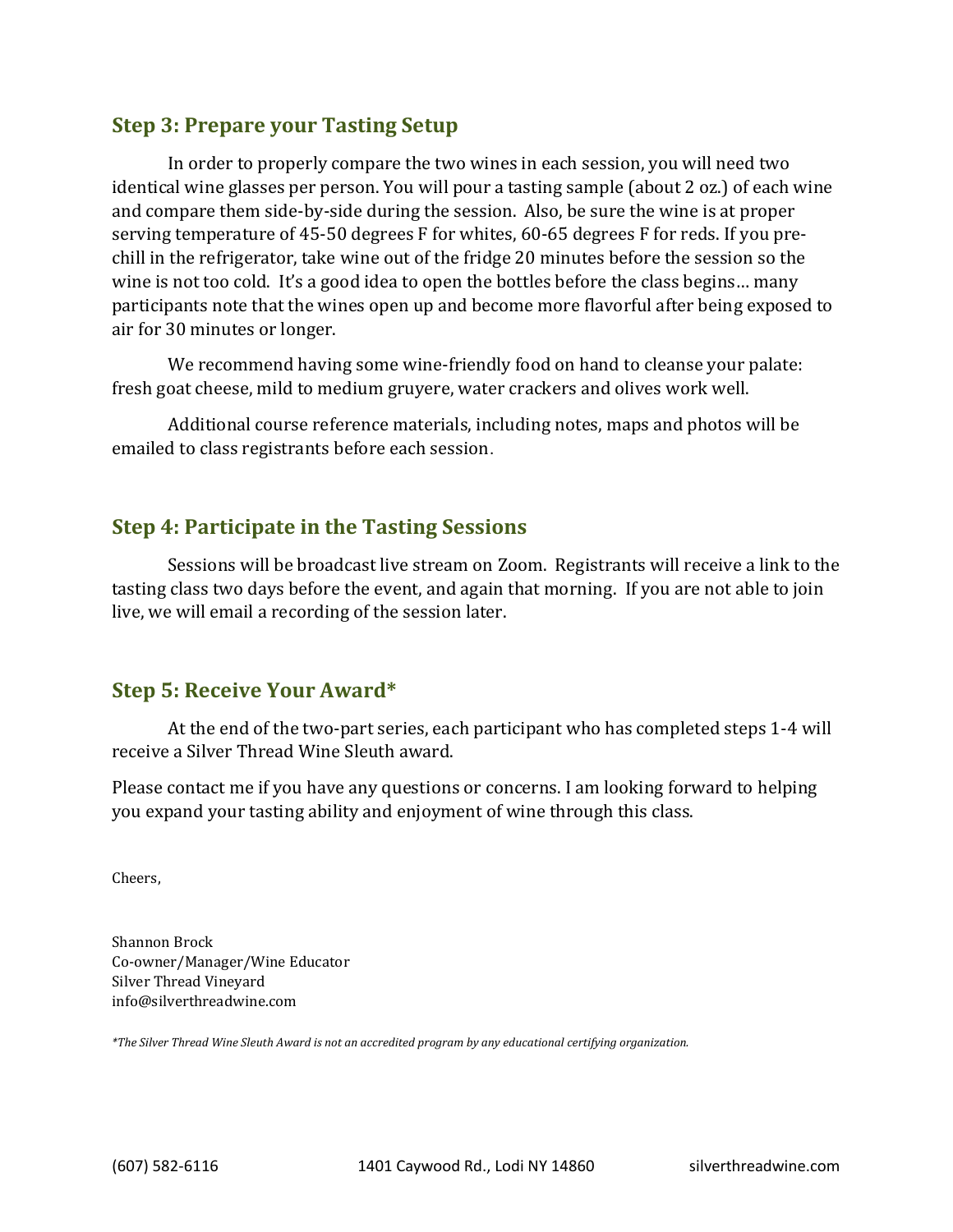## Step 3: Prepare your Tasting Setup

In order to properly compare the two wines in each session, you will need two identical wine glasses per person. You will pour a tasting sample (about 2 oz.) of each wine and compare them side-by-side during the session. Also, be sure the wine is at proper serving temperature of 45-50 degrees F for whites, 60-65 degrees F for reds. If you pre-chill in the refrigerator, take wine out of the fridge 20 minutes before the session so the wine is not too cold. It's a good idea to open the bottles before the class begins… many participants note that the wines open up and become more flavorful after being exposed to air for 30 minutes or longer.

We recommend having some wine-friendly food on hand to cleanse your palate: fresh goat cheese, mild to medium gruyere, water crackers and olives work well.

Additional course reference materials, including notes, maps and photos will be emailed to class registrants before each session.

## Step 4: Participate in the Tasting Sessions

Sessions will be broadcast live stream on Zoom. Registrants will receive a link to the tasting class two days before the event, and again that morning. If you are not able to join live, we will email a recording of the session later.

## Step 5: Receive Your Award*

At the end of the two-part series, each participant who has completed steps 1-4 will receive a Silver Thread Wine Sleuth award.

Please contact me if you have any questions or concerns. I am looking forward to helping you expand your tasting ability and enjoyment of wine through this class.

Cheers,

Shannon Brock
Co-owner/Manager/Wine Educator
Silver Thread Vineyard
info@silverthreadwine.com

*\*The Silver Thread Wine Sleuth Award is not an accredited program by any educational certifying organization.*

(607) 582-6116    1401 Caywood Rd., Lodi NY 14860    silverthreadwine.com